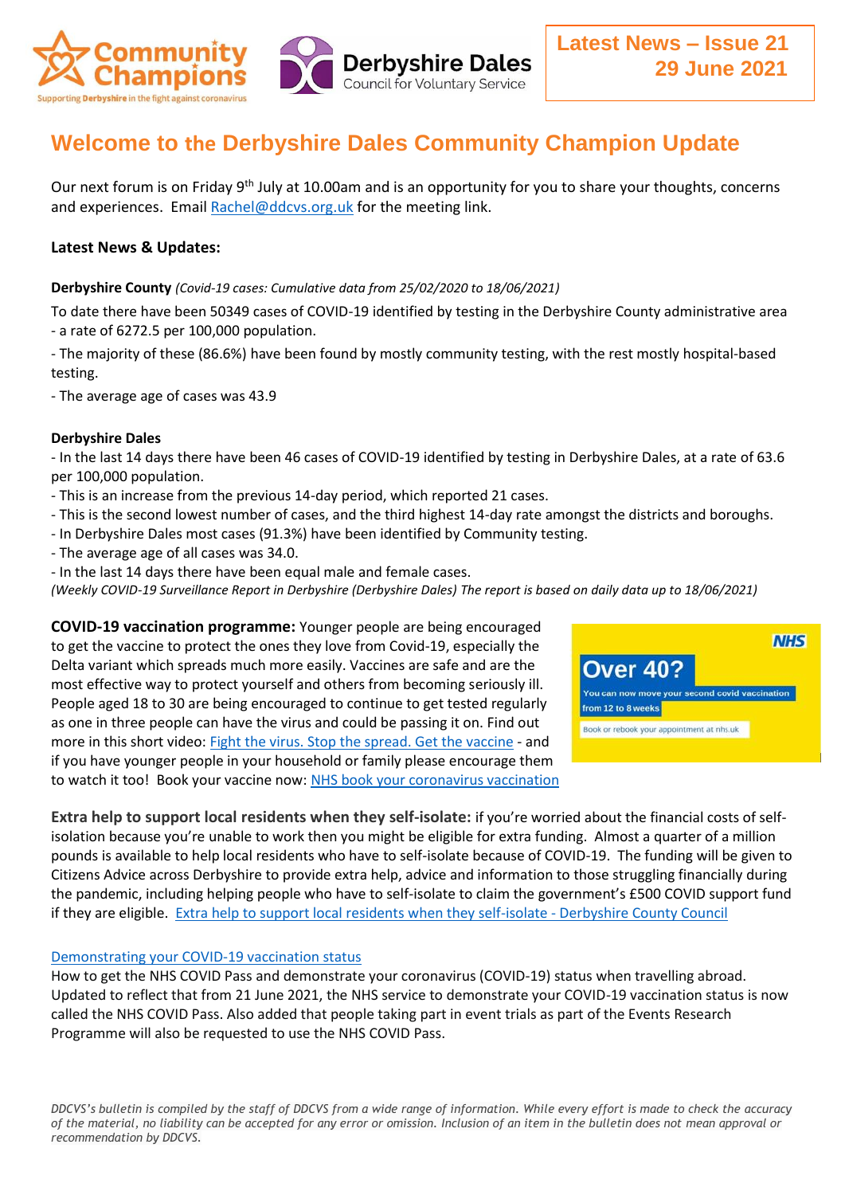Community Champions — Supporting Derbyshire in the fight against coronavirus

Derbyshire Dales Council for Voluntary Service

**Latest News – Issue 21**
**29 June 2021**

# Welcome to the Derbyshire Dales Community Champion Update

Our next forum is on Friday 9th July at 10.00am and is an opportunity for you to share your thoughts, concerns and experiences. Email Rachel@ddcvs.org.uk for the meeting link.

**Latest News & Updates:**

**Derbyshire County** *(Covid-19 cases: Cumulative data from 25/02/2020 to 18/06/2021)*

To date there have been 50349 cases of COVID-19 identified by testing in the Derbyshire County administrative area - a rate of 6272.5 per 100,000 population.

- The majority of these (86.6%) have been found by mostly community testing, with the rest mostly hospital-based testing.

- The average age of cases was 43.9

**Derbyshire Dales**

- In the last 14 days there have been 46 cases of COVID-19 identified by testing in Derbyshire Dales, at a rate of 63.6 per 100,000 population.
- This is an increase from the previous 14-day period, which reported 21 cases.
- This is the second lowest number of cases, and the third highest 14-day rate amongst the districts and boroughs.
- In Derbyshire Dales most cases (91.3%) have been identified by Community testing.
- The average age of all cases was 34.0.
- In the last 14 days there have been equal male and female cases.

*(Weekly COVID-19 Surveillance Report in Derbyshire (Derbyshire Dales) The report is based on daily data up to 18/06/2021)*

**COVID-19 vaccination programme:** Younger people are being encouraged to get the vaccine to protect the ones they love from Covid-19, especially the Delta variant which spreads much more easily. Vaccines are safe and are the most effective way to protect yourself and others from becoming seriously ill. People aged 18 to 30 are being encouraged to continue to get tested regularly as one in three people can have the virus and could be passing it on. Find out more in this short video: Fight the virus. Stop the spread. Get the vaccine - and if you have younger people in your household or family please encourage them to watch it too! Book your vaccine now: NHS book your coronavirus vaccination

NHS
**Over 40?**
You can now move your second covid vaccination from 12 to 8 weeks
Book or rebook your appointment at nhs.uk

**Extra help to support local residents when they self-isolate:** if you're worried about the financial costs of self-isolation because you're unable to work then you might be eligible for extra funding. Almost a quarter of a million pounds is available to help local residents who have to self-isolate because of COVID-19. The funding will be given to Citizens Advice across Derbyshire to provide extra help, advice and information to those struggling financially during the pandemic, including helping people who have to self-isolate to claim the government's £500 COVID support fund if they are eligible. Extra help to support local residents when they self-isolate - Derbyshire County Council

Demonstrating your COVID-19 vaccination status
How to get the NHS COVID Pass and demonstrate your coronavirus (COVID-19) status when travelling abroad. Updated to reflect that from 21 June 2021, the NHS service to demonstrate your COVID-19 vaccination status is now called the NHS COVID Pass. Also added that people taking part in event trials as part of the Events Research Programme will also be requested to use the NHS COVID Pass.

*DDCVS's bulletin is compiled by the staff of DDCVS from a wide range of information. While every effort is made to check the accuracy of the material, no liability can be accepted for any error or omission. Inclusion of an item in the bulletin does not mean approval or recommendation by DDCVS.*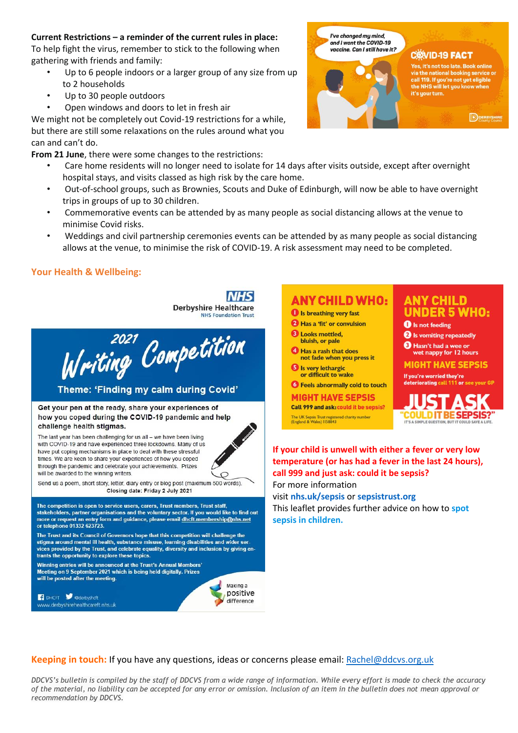**Current Restrictions – a reminder of the current rules in place:**
To help fight the virus, remember to stick to the following when gathering with friends and family:

- Up to 6 people indoors or a larger group of any size from up to 2 households
- Up to 30 people outdoors
- Open windows and doors to let in fresh air

We might not be completely out Covid-19 restrictions for a while, but there are still some relaxations on the rules around what you can and can't do.

I've changed my mind, and I want the COVID-19 vaccine. Can I still have it?

COVID-19 FACT

Yes, it's not too late. Book online via the national booking service or call 119. If you're not yet eligible the NHS will let you know when it's your turn.

Derbyshire County Council

**From 21 June**, there were some changes to the restrictions:

- Care home residents will no longer need to isolate for 14 days after visits outside, except after overnight hospital stays, and visits classed as high risk by the care home.
- Out-of-school groups, such as Brownies, Scouts and Duke of Edinburgh, will now be able to have overnight trips in groups of up to 30 children.
- Commemorative events can be attended by as many people as social distancing allows at the venue to minimise Covid risks.
- Weddings and civil partnership ceremonies events can be attended by as many people as social distancing allows at the venue, to minimise the risk of COVID-19. A risk assessment may need to be completed.

## Your Health & Wellbeing:

NHS
Derbyshire Healthcare
NHS Foundation Trust

### 2021 Writing Competition

**Theme: 'Finding my calm during Covid'**

**Get your pen at the ready, share your experiences of how you coped during the COVID-19 pandemic and help challenge health stigmas.**

The last year has been challenging for us all – we have been living with COVID-19 and have experienced three lockdowns. Many of us have put coping mechanisms in place to deal with these stressful times. We are keen to share your experiences of how you coped through the pandemic and celebrate your achievements. Prizes will be awarded to the winning writers.

Send us a poem, short story, letter, diary entry or blog post (maximum 500 words).
**Closing date: Friday 2 July 2021**

The competition is open to service users, carers, Trust members, Trust staff, stakeholders, partner organisations and the voluntary sector. If you would like to find out more or request an entry form and guidance, please email dhcft.membership@nhs.net or telephone 01332 623723.

The Trust and its Council of Governors hope that this competition will challenge the stigma around mental ill health, substance misuse, learning disabilities and wider services provided by the Trust, and celebrate equality, diversity and inclusion by giving entrants the opportunity to explore these topics.

Winning entries will be announced at the Trust's Annual Members' Meeting on 9 September 2021 which is being held digitally. Prizes will be posted after the meeting.

DHCFT @derbyshcft
www.derbyshirehealthcareft.nhs.uk

Making a positive difference

**ANY CHILD WHO:**

1. Is breathing very fast
2. Has a 'fit' or convulsion
3. Looks mottled, bluish, or pale
4. Has a rash that does not fade when you press it
5. Is very lethargic or difficult to wake
6. Feels abnormally cold to touch

**MIGHT HAVE SEPSIS**

Call 999 and ask: could it be sepsis?

The UK Sepsis Trust registered charity number (England & Wales) 1158843

**ANY CHILD UNDER 5 WHO:**

1. Is not feeding
2. Is vomiting repeatedly
3. Hasn't had a wee or wet nappy for 12 hours

**MIGHT HAVE SEPSIS**

If you're worried they're deteriorating call 111 or see your GP

**JUST ASK "COULD IT BE SEPSIS?"**

IT'S A SIMPLE QUESTION, BUT IT COULD SAVE A LIFE.

**If your child is unwell with either a fever or very low temperature (or has had a fever in the last 24 hours), call 999 and just ask: could it be sepsis?**
For more information
visit **nhs.uk/sepsis** or **sepsistrust.org**
This leaflet provides further advice on how to **spot sepsis in children.**

**Keeping in touch:** If you have any questions, ideas or concerns please email: Rachel@ddcvs.org.uk

*DDCVS's bulletin is compiled by the staff of DDCVS from a wide range of information. While every effort is made to check the accuracy of the material, no liability can be accepted for any error or omission. Inclusion of an item in the bulletin does not mean approval or recommendation by DDCVS.*